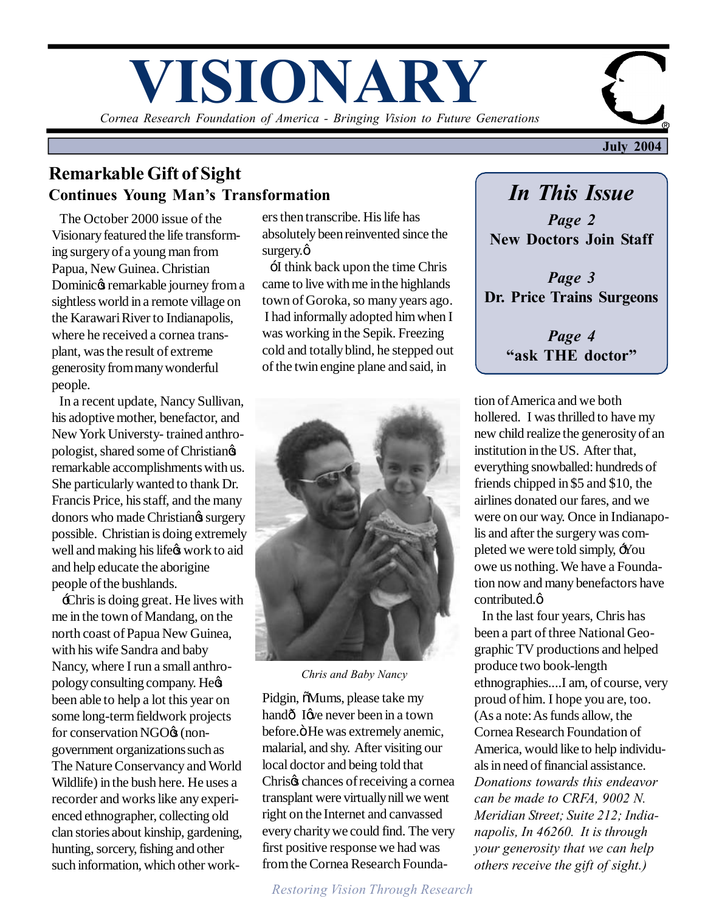# VISIONARY

*Cornea Research Foundation of America - Bringing Vision to Future Generations*

**July 2004**

## Remarkable Gift of Sight

### Continues Young Man's Transformation

The October 2000 issue of the Visionary featured the life transforming surgery of a young man from Papua, New Guinea. Christian Dominic's remarkable journey from a sightless world in a remote village on the Karawari River to Indianapolis, where he received a cornea transplant, was the result of extreme generosity from many wonderful people.

In a recent update, Nancy Sullivan, his adoptive mother, benefactor, and New York Universty- trained anthropologist, shared some of Christian's remarkable accomplishments with us. She particularly wanted to thank Dr. Francis Price, his staff, and the many donors who made Christian's surgery possible. Christian is doing extremely well and making his life's work to aid and help educate the aborigine people of the bushlands.

"Chris is doing great. He lives with me in the town of Mandang, on the north coast of Papua New Guinea, with his wife Sandra and baby Nancy, where I run a small anthropology consulting company. He's been able to help a lot this year on some long-term fieldwork projects for conservation NGO's (non-government organizations such as The Nature Conservancy and World Wildlife) in the bush here. He uses a recorder and works like any experienced ethnographer, collecting old clan stories about kinship, gardening, hunting, sorcery, fishing and other such information, which other workers then transcribe. His life has absolutely been reinvented since the surgery."

"I think back upon the time Chris came to live with me in the highlands town of Goroka, so many years ago. I had informally adopted him when I was working in the Sepik. Freezing cold and totally blind, he stepped out of the twin engine plane and said, in Pidgin, "Mums, please take my hand— I've never been in a town before." He was extremely anemic, malarial, and shy. After visiting our local doctor and being told that Chris's chances of receiving a cornea transplant were virtually nill we went right on the Internet and canvassed every charity we could find. The very first positive response we had was from the Cornea Research Foundation of America and we both hollered. I was thrilled to have my new child realize the generosity of an institution in the US. After that, everything snowballed: hundreds of friends chipped in $5 and $10, the airlines donated our fares, and we were on our way. Once in Indianapolis and after the surgery was completed we were told simply, "You owe us nothing. We have a Foundation now and many benefactors have contributed."

*Chris and Baby Nancy*

In the last four years, Chris has been a part of three National Geographic TV productions and helped produce two book-length ethnographies....I am, of course, very proud of him. I hope you are, too. (As a note: As funds allow, the Cornea Research Foundation of America, would like to help individuals in need of financial assistance. *Donations towards this endeavor can be made to CRFA, 9002 N. Meridian Street; Suite 212; Indianapolis, In 46260. It is through your generosity that we can help others receive the gift of sight.)*

> ## *In This Issue*
>
> ***Page 2***
> **New Doctors Join Staff**
>
> ***Page 3***
> **Dr. Price Trains Surgeons**
>
> ***Page 4***
> **"ask THE doctor"**

*Restoring Vision Through Research*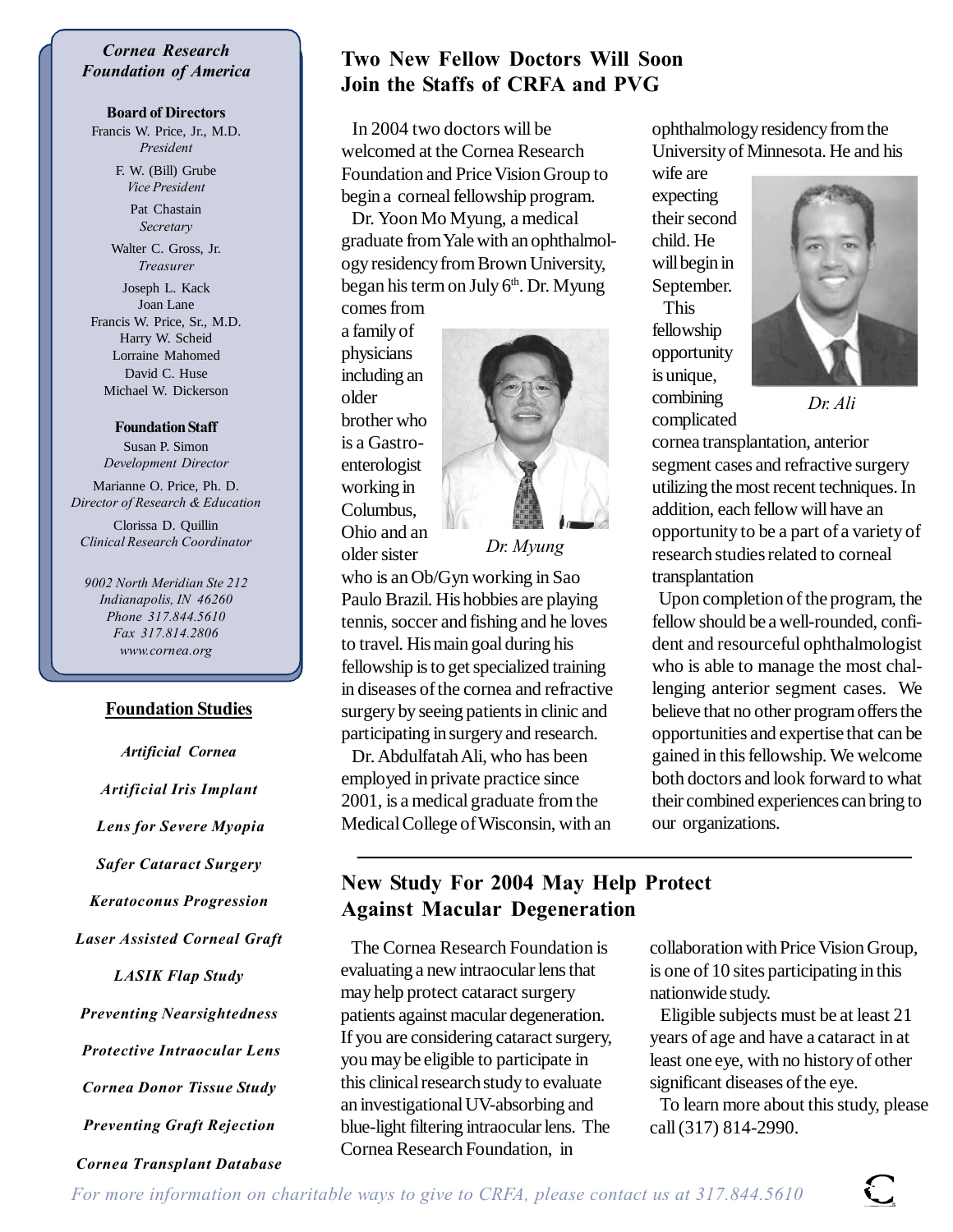*Cornea Research Foundation of America*

**Board of Directors**

Francis W. Price, Jr., M.D.
*President*

F. W. (Bill) Grube
*Vice President*

Pat Chastain
*Secretary*

Walter C. Gross, Jr.
*Treasurer*

Joseph L. Kack
Joan Lane
Francis W. Price, Sr., M.D.
Harry W. Scheid
Lorraine Mahomed
David C. Huse
Michael W. Dickerson

**Foundation Staff**

Susan P. Simon
*Development Director*

Marianne O. Price, Ph. D.
*Director of Research & Education*

Clorissa D. Quillin
*Clinical Research Coordinator*

*9002 North Meridian Ste 212*
*Indianapolis, IN 46260*
*Phone 317.844.5610*
*Fax 317.814.2806*
*www.cornea.org*

**Foundation Studies**

*Artificial Cornea*

*Artificial Iris Implant*

*Lens for Severe Myopia*

*Safer Cataract Surgery*

*Keratoconus Progression*

*Laser Assisted Corneal Graft*

*LASIK Flap Study*

*Preventing Nearsightedness*

*Protective Intraocular Lens*

*Cornea Donor Tissue Study*

*Preventing Graft Rejection*

*Cornea Transplant Database*

## Two New Fellow Doctors Will Soon Join the Staffs of CRFA and PVG

In 2004 two doctors will be welcomed at the Cornea Research Foundation and Price Vision Group to begin a corneal fellowship program.

Dr. Yoon Mo Myung, a medical graduate from Yale with an ophthalmology residency from Brown University, began his term on July 6th. Dr. Myung comes from a family of physicians including an older brother who is a Gastroenterologist working in Columbus, Ohio and an older sister who is an Ob/Gyn working in Sao Paulo Brazil. His hobbies are playing tennis, soccer and fishing and he loves to travel. His main goal during his fellowship is to get specialized training in diseases of the cornea and refractive surgery by seeing patients in clinic and participating in surgery and research.

*Dr. Myung*

Dr. Abdulfatah Ali, who has been employed in private practice since 2001, is a medical graduate from the Medical College of Wisconsin, with an ophthalmology residency from the University of Minnesota. He and his wife are expecting their second child. He will begin in September.

*Dr. Ali*

This fellowship opportunity is unique, combining complicated cornea transplantation, anterior segment cases and refractive surgery utilizing the most recent techniques. In addition, each fellow will have an opportunity to be a part of a variety of research studies related to corneal transplantation

Upon completion of the program, the fellow should be a well-rounded, confident and resourceful ophthalmologist who is able to manage the most challenging anterior segment cases. We believe that no other program offers the opportunities and expertise that can be gained in this fellowship. We welcome both doctors and look forward to what their combined experiences can bring to our organizations.

## New Study For 2004 May Help Protect Against Macular Degeneration

The Cornea Research Foundation is evaluating a new intraocular lens that may help protect cataract surgery patients against macular degeneration. If you are considering cataract surgery, you may be eligible to participate in this clinical research study to evaluate an investigational UV-absorbing and blue-light filtering intraocular lens. The Cornea Research Foundation, in collaboration with Price Vision Group, is one of 10 sites participating in this nationwide study.

Eligible subjects must be at least 21 years of age and have a cataract in at least one eye, with no history of other significant diseases of the eye.

To learn more about this study, please call (317) 814-2990.

*For more information on charitable ways to give to CRFA, please contact us at 317.844.5610*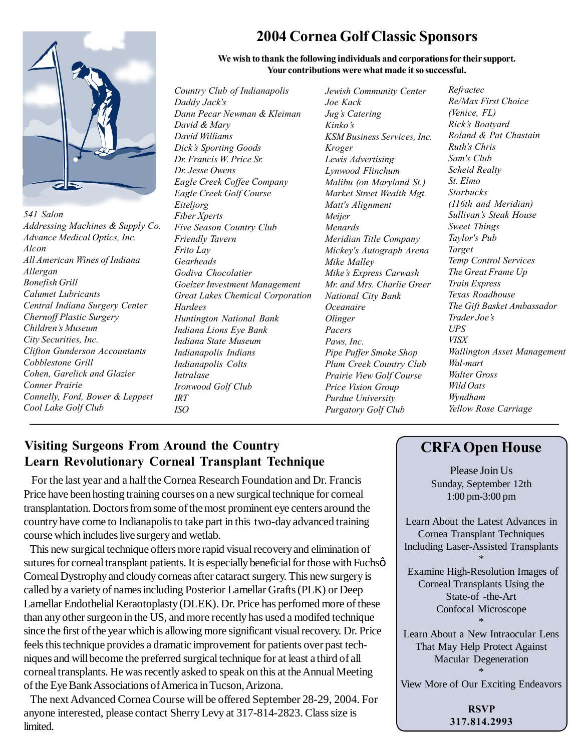## 2004 Cornea Golf Classic Sponsors

**We wish to thank the following individuals and corporations for their support. Your contributions were what made it so successful.**

*541 Salon*
*Addressing Machines & Supply Co.*
*Advance Medical Optics, Inc.*
*Alcon*
*All American Wines of Indiana*
*Allergan*
*Bonefish Grill*
*Calumet Lubricants*
*Central Indiana Surgery Center*
*Chernoff Plastic Surgery*
*Children's Museum*
*City Securities, Inc.*
*Clifton Gunderson Accountants*
*Cobblestone Grill*
*Cohen, Garelick and Glazier*
*Conner Prairie*
*Connelly, Ford, Bower & Leppert*
*Cool Lake Golf Club*
*Country Club of Indianapolis*
*Daddy Jack's*
*Dann Pecar Newman & Kleiman*
*David & Mary*
*David Williams*
*Dick's Sporting Goods*
*Dr. Francis W. Price Sr.*
*Dr. Jesse Owens*
*Eagle Creek Coffee Company*
*Eagle Creek Golf Course*
*Eiteljorg*
*Fiber Xperts*
*Five Season Country Club*
*Friendly Tavern*
*Frito Lay*
*Gearheads*
*Godiva Chocolatier*
*Goelzer Investment Management*
*Great Lakes Chemical Corporation*
*Hardees*
*Huntington National Bank*
*Indiana Lions Eye Bank*
*Indiana State Museum*
*Indianapolis Indians*
*Indianapolis Colts*
*Intralase*
*Ironwood Golf Club*
*IRT*
*ISO*
*Jewish Community Center*
*Joe Kack*
*Jug's Catering*
*Kinko's*
*KSM Business Services, Inc.*
*Kroger*
*Lewis Advertising*
*Lynwood Flinchum*
*Malibu (on Maryland St.)*
*Market Street Wealth Mgt.*
*Matt's Alignment*
*Meijer*
*Menards*
*Meridian Title Company*
*Mickey's Autograph Arena*
*Mike Malley*
*Mike's Express Carwash*
*Mr. and Mrs. Charlie Greer*
*National City Bank*
*Oceanaire*
*Olinger*
*Pacers*
*Paws, Inc.*
*Pipe Puffer Smoke Shop*
*Plum Creek Country Club*
*Prairie View Golf Course*
*Price Vision Group*
*Purdue University*
*Purgatory Golf Club*
*Refractec*
*Re/Max First Choice (Venice, FL)*
*Rick's Boatyard*
*Roland & Pat Chastain*
*Ruth's Chris*
*Sam's Club*
*Scheid Realty*
*St. Elmo*
*Starbucks (116th and Meridian)*
*Sullivan's Steak House*
*Sweet Things*
*Taylor's Pub*
*Target*
*Temp Control Services*
*The Great Frame Up*
*Train Express*
*Texas Roadhouse*
*The Gift Basket Ambassador*
*Trader Joe's*
*UPS*
*VISX*
*Wallington Asset Management*
*Wal-mart*
*Walter Gross*
*Wild Oats*
*Wyndham*
*Yellow Rose Carriage*

---

## Visiting Surgeons From Around the Country Learn Revolutionary Corneal Transplant Technique

For the last year and a half the Cornea Research Foundation and Dr. Francis Price have been hosting training courses on a new surgical technique for corneal transplantation. Doctors from some of the most prominent eye centers around the country have come to Indianapolis to take part in this two-day advanced training course which includes live surgery and wetlab.

This new surgical technique offers more rapid visual recovery and elimination of sutures for corneal transplant patients. It is especially beneficial for those with Fuchsô Corneal Dystrophy and cloudy corneas after cataract surgery. This new surgery is called by a variety of names including Posterior Lamellar Grafts (PLK) or Deep Lamellar Endothelial Keratoplasty (DLEK). Dr. Price has perfomed more of these than any other surgeon in the US, and more recently has used a modifed technique since the first of the year which is allowing more significant visual recovery. Dr. Price feels this technique provides a dramatic improvement for patients over past techniques and will become the preferred surgical technique for at least a third of all corneal transplants. He was recently asked to speak on this at the Annual Meeting of the Eye Bank Associations of America in Tucson, Arizona.

The next Advanced Cornea Course will be offered September 28-29, 2004. For anyone interested, please contact Sherry Levy at 317-814-2823. Class size is limited.

## CRFA Open House

Please Join Us
Sunday, September 12th
1:00 pm-3:00 pm

Learn About the Latest Advances in Cornea Transplant Techniques Including Laser-Assisted Transplants

*

Examine High-Resolution Images of Corneal Transplants Using the State-of -the-Art Confocal Microscope

*

Learn About a New Intraocular Lens That May Help Protect Against Macular Degeneration

*

View More of Our Exciting Endeavors

**RSVP**
**317.814.2993**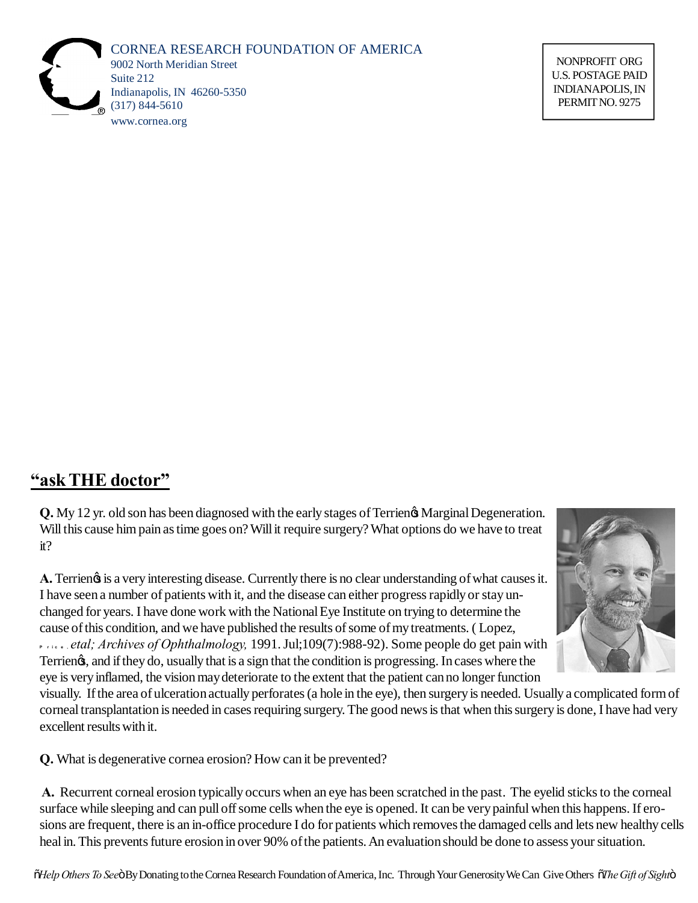CORNEA RESEARCH FOUNDATION OF AMERICA
9002 North Meridian Street
Suite 212
Indianapolis, IN 46260-5350
(317) 844-5610
www.cornea.org

NONPROFIT ORG
U.S. POSTAGE PAID
INDIANAPOLIS, IN
PERMIT NO. 9275

## "ask THE doctor"

**Q.** My 12 yr. old son has been diagnosed with the early stages of Terrien's Marginal Degeneration. Will this cause him pain as time goes on? Will it require surgery? What options do we have to treat it?

**A.** Terrien's is a very interesting disease. Currently there is no clear understanding of what causes it. I have seen a number of patients with it, and the disease can either progress rapidly or stay unchanged for years. I have done work with the National Eye Institute on trying to determine the cause of this condition, and we have published the results of some of my treatments. ( Lopez, Price, *etal; Archives of Ophthalmology,* 1991. Jul;109(7):988-92). Some people do get pain with Terrien's, and if they do, usually that is a sign that the condition is progressing. In cases where the eye is very inflamed, the vision may deteriorate to the extent that the patient can no longer function visually. If the area of ulceration actually perforates (a hole in the eye), then surgery is needed. Usually a complicated form of corneal transplantation is needed in cases requiring surgery. The good news is that when this surgery is done, I have had very excellent results with it.

**Q.** What is degenerative cornea erosion? How can it be prevented?

**A.** Recurrent corneal erosion typically occurs when an eye has been scratched in the past. The eyelid sticks to the corneal surface while sleeping and can pull off some cells when the eye is opened. It can be very painful when this happens. If erosions are frequent, there is an in-office procedure I do for patients which removes the damaged cells and lets new healthy cells heal in. This prevents future erosion in over 90% of the patients. An evaluation should be done to assess your situation.

"*Help Others To See*" By Donating to the Cornea Research Foundation of America, Inc. Through Your Generosity We Can Give Others "*The Gift of Sight*"